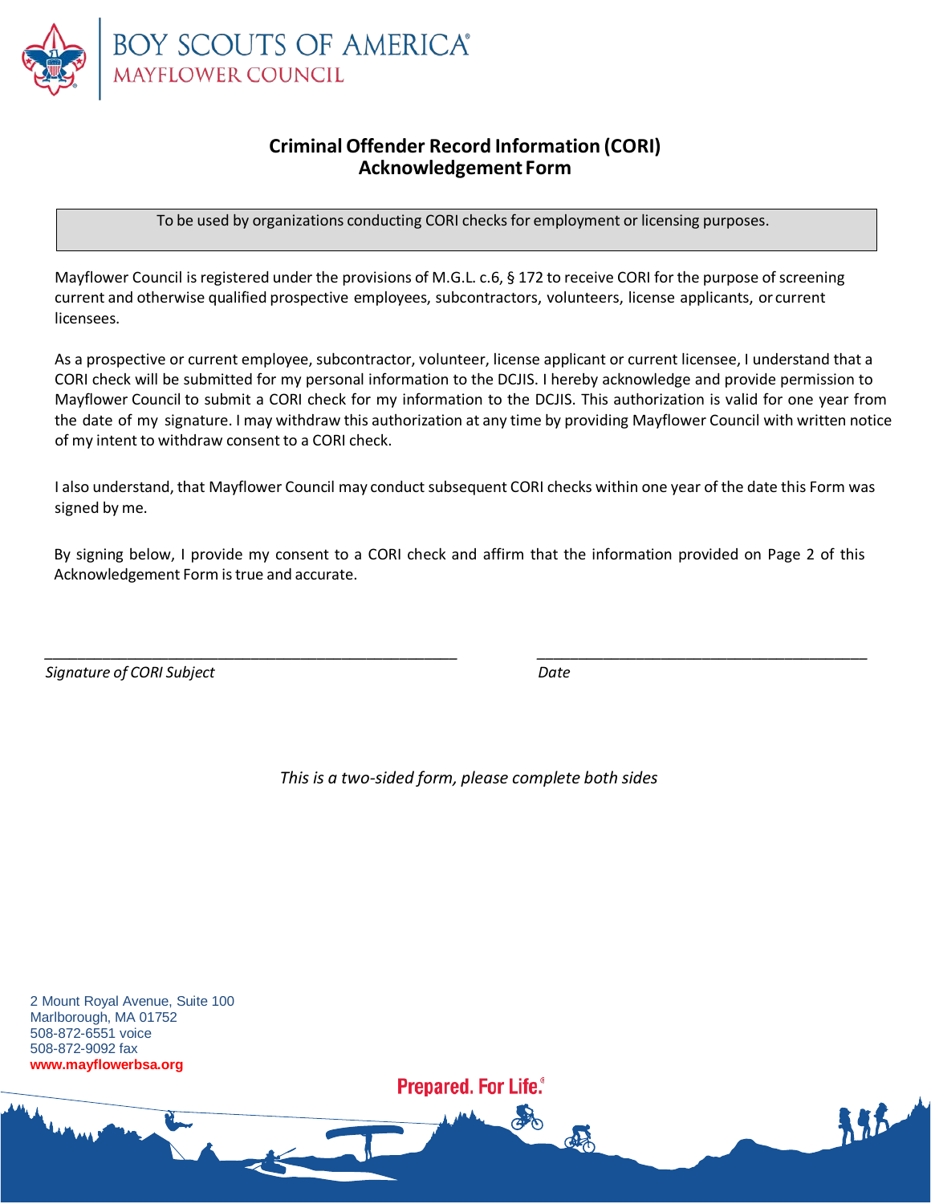BOY SCOUTS OF AMERICA®
MAYFLOWER COUNCIL

# Criminal Offender Record Information (CORI) Acknowledgement Form

To be used by organizations conducting CORI checks for employment or licensing purposes.

Mayflower Council is registered under the provisions of M.G.L. c.6, § 172 to receive CORI for the purpose of screening current and otherwise qualified prospective employees, subcontractors, volunteers, license applicants, or current licensees.

As a prospective or current employee, subcontractor, volunteer, license applicant or current licensee, I understand that a CORI check will be submitted for my personal information to the DCJIS. I hereby acknowledge and provide permission to Mayflower Council to submit a CORI check for my information to the DCJIS. This authorization is valid for one year from the date of my signature. I may withdraw this authorization at any time by providing Mayflower Council with written notice of my intent to withdraw consent to a CORI check.

I also understand, that Mayflower Council may conduct subsequent CORI checks within one year of the date this Form was signed by me.

By signing below, I provide my consent to a CORI check and affirm that the information provided on Page 2 of this Acknowledgement Form is true and accurate.

\_\_\_\_\_\_\_\_\_\_\_\_\_\_\_\_\_\_\_\_\_\_\_\_\_\_\_\_\_\_\_\_\_\_\_\_\_\_\_\_\_\_\_\_ \_\_\_\_\_\_\_\_\_\_\_\_\_\_\_\_\_\_\_\_\_\_\_\_\_\_\_\_\_\_\_\_\_\_\_\_\_\_
*Signature of CORI Subject* *Date*

*This is a two-sided form, please complete both sides*

2 Mount Royal Avenue, Suite 100
Marlborough, MA 01752
508-872-6551 voice
508-872-9092 fax
**www.mayflowerbsa.org**

Prepared. For Life.®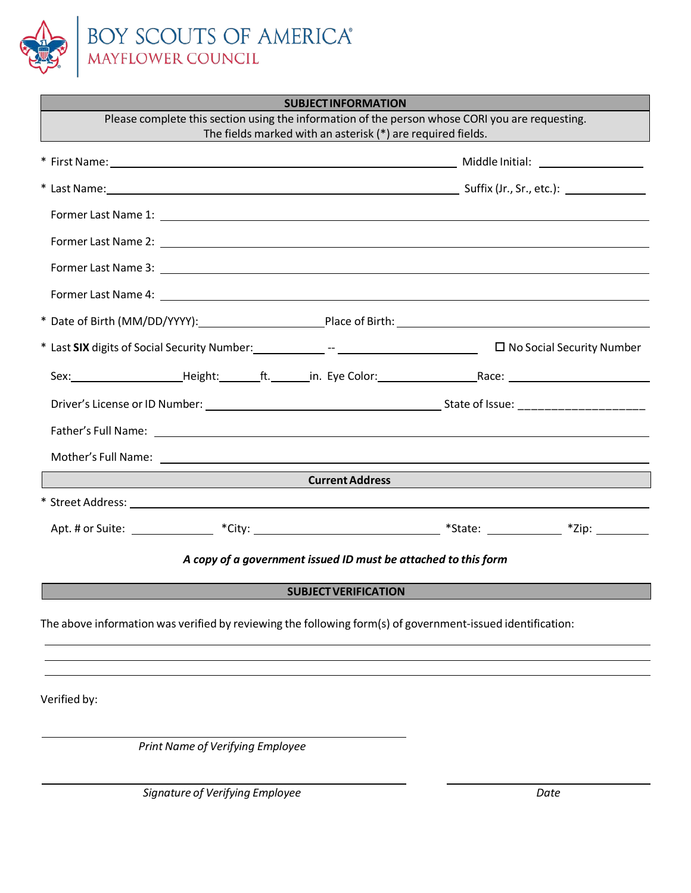BOY SCOUTS OF AMERICA®
MAYFLOWER COUNCIL

## SUBJECT INFORMATION

Please complete this section using the information of the person whose CORI you are requesting.
The fields marked with an asterisk (*) are required fields.

\* First Name: ____________________ Middle Initial: __________

\* Last Name: ____________________ Suffix (Jr., Sr., etc.): __________

Former Last Name 1: ____________________

Former Last Name 2: ____________________

Former Last Name 3: ____________________

Former Last Name 4: ____________________

\* Date of Birth (MM/DD/YYYY): __________ Place of Birth: __________

\* Last **SIX** digits of Social Security Number: ______ -- __________ ☐ No Social Security Number

Sex: __________ Height: _____ ft. _____ in. Eye Color: __________ Race: __________

Driver's License or ID Number: ____________________ State of Issue: ___________________

Father's Full Name: ____________________

Mother's Full Name: ____________________

### Current Address

\* Street Address: ____________________

Apt. # or Suite: __________ *City: __________ *State: __________ *Zip: __________

***A copy of a government issued ID must be attached to this form***

## SUBJECT VERIFICATION

The above information was verified by reviewing the following form(s) of government-issued identification:

____________________

____________________

____________________

Verified by:

____________________
*Print Name of Verifying Employee*

____________________ ____________________
*Signature of Verifying Employee* *Date*